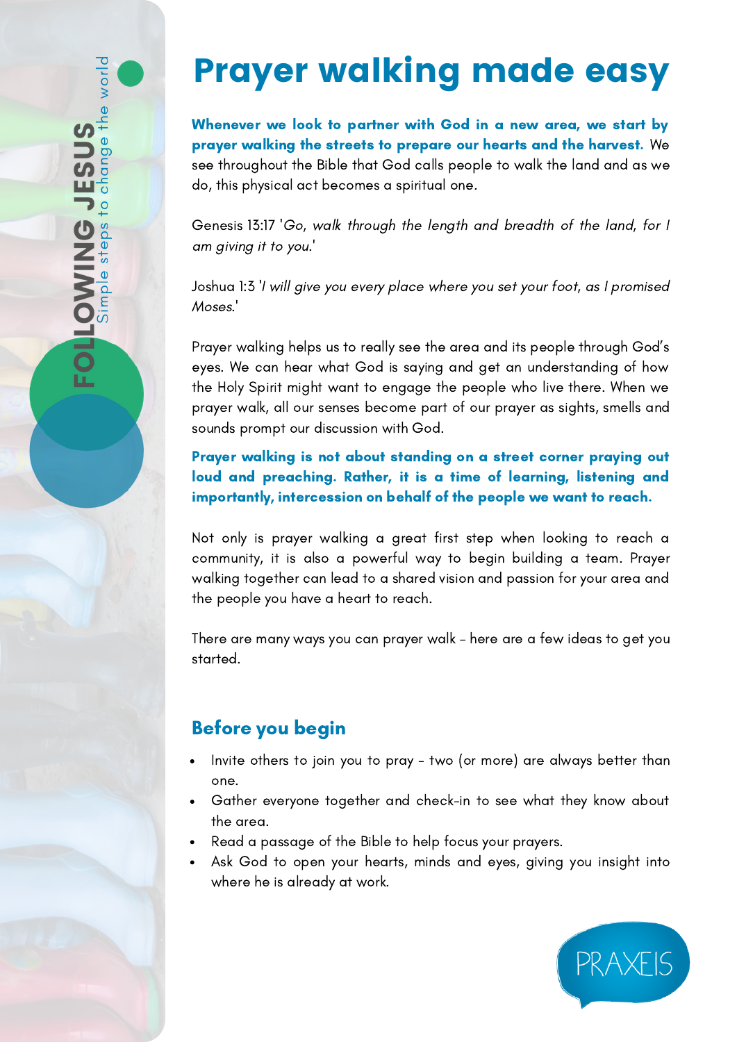# Prayer walking made easy

**Whenever we look to partner with God in a new area, we start by prayer walking the streets to prepare our hearts and the harvest.** We see throughout the Bible that God calls people to walk the land and as we do, this physical act becomes a spiritual one.

Genesis 13:17 '*Go, walk through the length and breadth of the land, for I am giving it to you.*'

Joshua 1:3 '*I will give you every place where you set your foot, as I promised Moses.*'

Prayer walking helps us to really see the area and its people through God's eyes. We can hear what God is saying and get an understanding of how the Holy Spirit might want to engage the people who live there. When we prayer walk, all our senses become part of our prayer as sights, smells and sounds prompt our discussion with God.

**Prayer walking is not about standing on a street corner praying out loud and preaching. Rather, it is a time of learning, listening and importantly, intercession on behalf of the people we want to reach.**

Not only is prayer walking a great first step when looking to reach a community, it is also a powerful way to begin building a team. Prayer walking together can lead to a shared vision and passion for your area and the people you have a heart to reach.

There are many ways you can prayer walk - here are a few ideas to get you started.

## Before you begin

- Invite others to join you to pray - two (or more) are always better than one.
- Gather everyone together and check-in to see what they know about the area.
- Read a passage of the Bible to help focus your prayers.
- Ask God to open your hearts, minds and eyes, giving you insight into where he is already at work.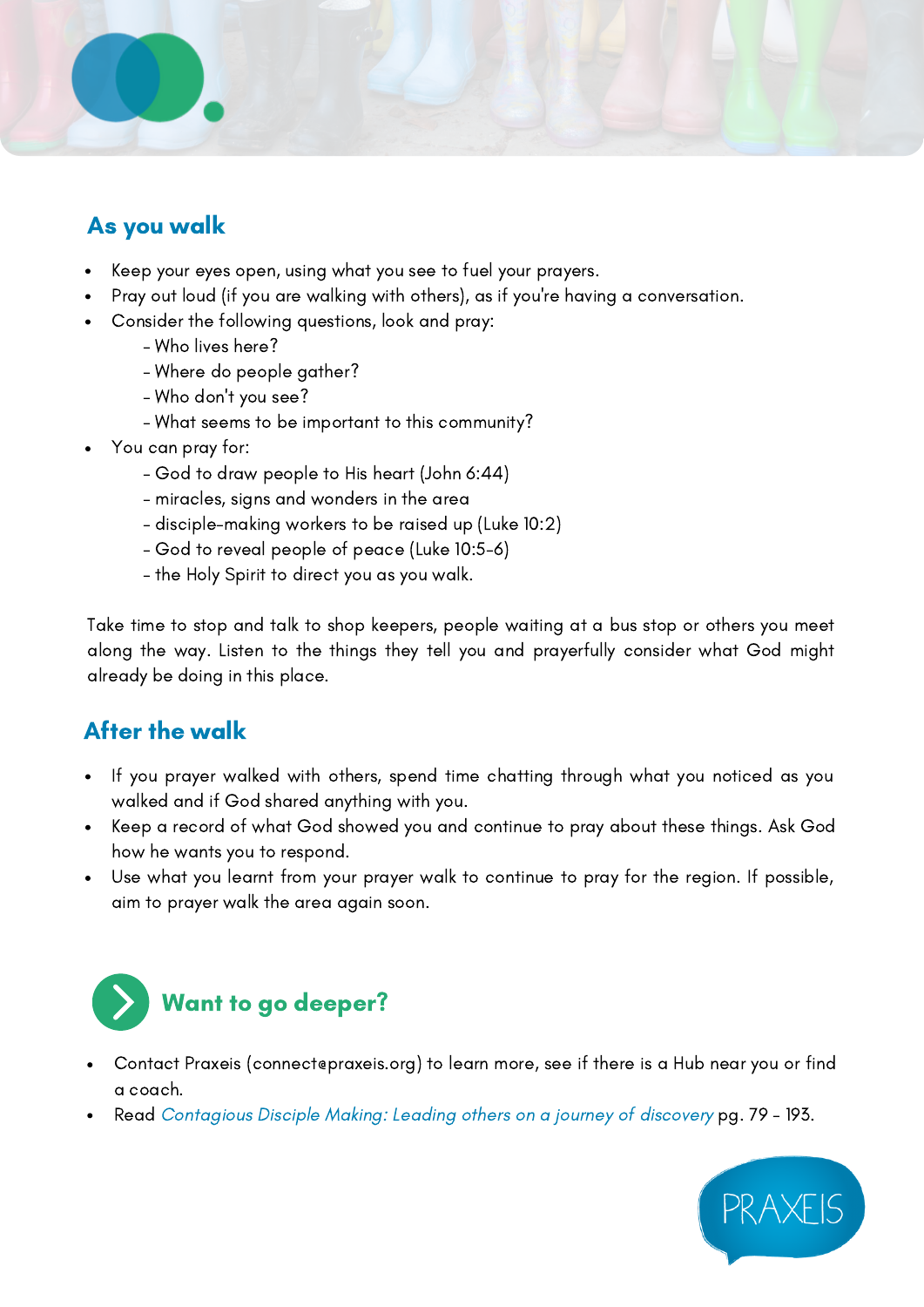## As you walk

- Keep your eyes open, using what you see to fuel your prayers.
- Pray out loud (if you are walking with others), as if you're having a conversation.
- Consider the following questions, look and pray:
  - Who lives here?
  - Where do people gather?
  - Who don't you see?
  - What seems to be important to this community?
- You can pray for:
  - God to draw people to His heart (John 6:44)
  - miracles, signs and wonders in the area
  - disciple-making workers to be raised up (Luke 10:2)
  - God to reveal people of peace (Luke 10:5-6)
  - the Holy Spirit to direct you as you walk.

Take time to stop and talk to shop keepers, people waiting at a bus stop or others you meet along the way. Listen to the things they tell you and prayerfully consider what God might already be doing in this place.

## After the walk

- If you prayer walked with others, spend time chatting through what you noticed as you walked and if God shared anything with you.
- Keep a record of what God showed you and continue to pray about these things. Ask God how he wants you to respond.
- Use what you learnt from your prayer walk to continue to pray for the region. If possible, aim to prayer walk the area again soon.

## Want to go deeper?

- Contact Praxeis (connect@praxeis.org) to learn more, see if there is a Hub near you or find a coach.
- Read *Contagious Disciple Making: Leading others on a journey of discovery* pg. 79 - 193.

PRAXEIS